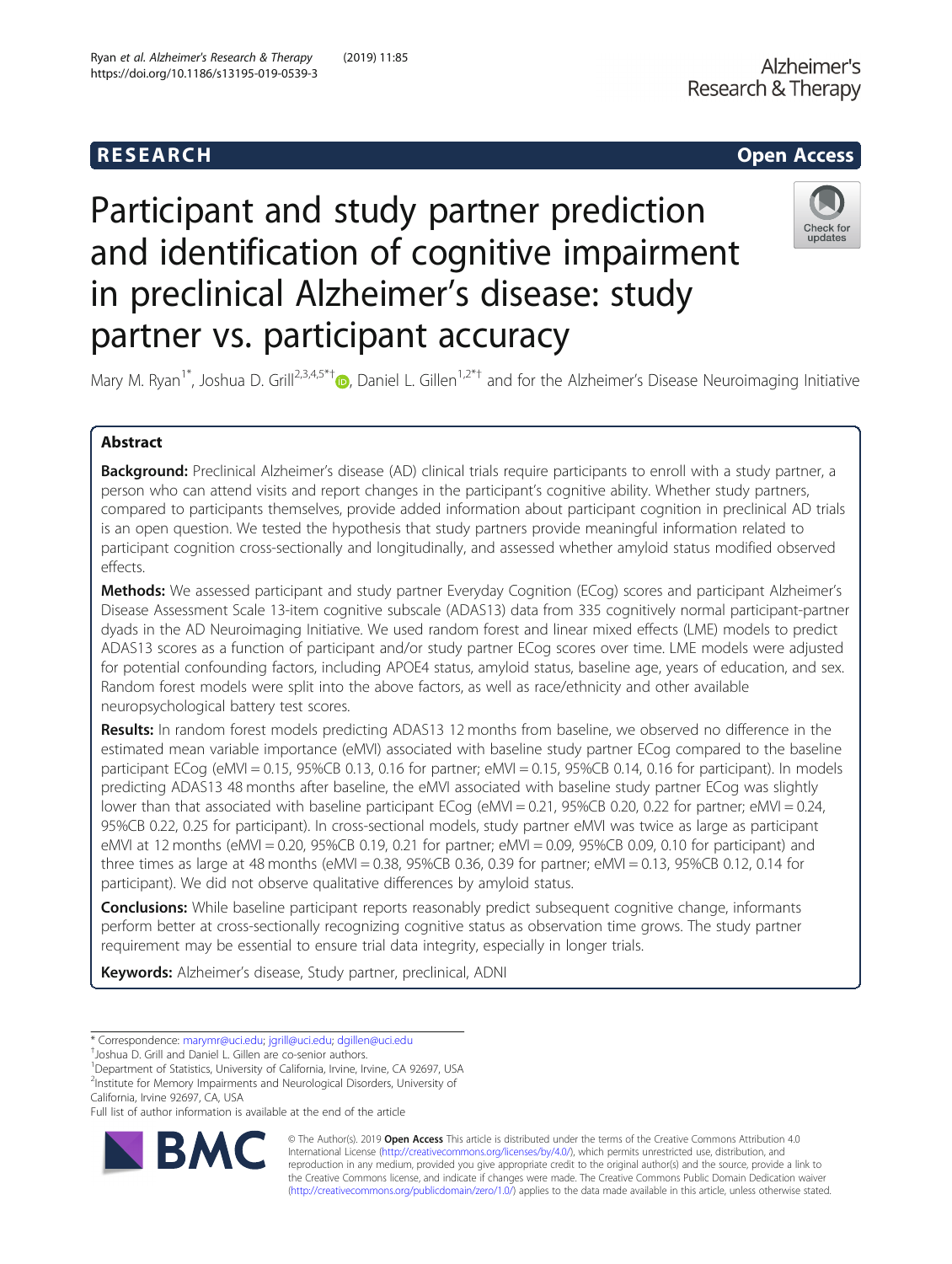RESEARCH

Open Access

# Participant and study partner prediction and identification of cognitive impairment in preclinical Alzheimer's disease: study partner vs. participant accuracy

Mary M. Ryan[1*], Joshua D. Grill[2,3,4,5*†], Daniel L. Gillen[1,2*†] and for the Alzheimer's Disease Neuroimaging Initiative

## Abstract

**Background:** Preclinical Alzheimer's disease (AD) clinical trials require participants to enroll with a study partner, a person who can attend visits and report changes in the participant's cognitive ability. Whether study partners, compared to participants themselves, provide added information about participant cognition in preclinical AD trials is an open question. We tested the hypothesis that study partners provide meaningful information related to participant cognition cross-sectionally and longitudinally, and assessed whether amyloid status modified observed effects.

**Methods:** We assessed participant and study partner Everyday Cognition (ECog) scores and participant Alzheimer's Disease Assessment Scale 13-item cognitive subscale (ADAS13) data from 335 cognitively normal participant-partner dyads in the AD Neuroimaging Initiative. We used random forest and linear mixed effects (LME) models to predict ADAS13 scores as a function of participant and/or study partner ECog scores over time. LME models were adjusted for potential confounding factors, including APOE4 status, amyloid status, baseline age, years of education, and sex. Random forest models were split into the above factors, as well as race/ethnicity and other available neuropsychological battery test scores.

**Results:** In random forest models predicting ADAS13 12 months from baseline, we observed no difference in the estimated mean variable importance (eMVI) associated with baseline study partner ECog compared to the baseline participant ECog (eMVI = 0.15, 95%CB 0.13, 0.16 for partner; eMVI = 0.15, 95%CB 0.14, 0.16 for participant). In models predicting ADAS13 48 months after baseline, the eMVI associated with baseline study partner ECog was slightly lower than that associated with baseline participant ECog (eMVI = 0.21, 95%CB 0.20, 0.22 for partner; eMVI = 0.24, 95%CB 0.22, 0.25 for participant). In cross-sectional models, study partner eMVI was twice as large as participant eMVI at 12 months (eMVI = 0.20, 95%CB 0.19, 0.21 for partner; eMVI = 0.09, 95%CB 0.09, 0.10 for participant) and three times as large at 48 months (eMVI = 0.38, 95%CB 0.36, 0.39 for partner; eMVI = 0.13, 95%CB 0.12, 0.14 for participant). We did not observe qualitative differences by amyloid status.

**Conclusions:** While baseline participant reports reasonably predict subsequent cognitive change, informants perform better at cross-sectionally recognizing cognitive status as observation time grows. The study partner requirement may be essential to ensure trial data integrity, especially in longer trials.

**Keywords:** Alzheimer's disease, Study partner, preclinical, ADNI

---

* Correspondence: marymr@uci.edu; jgrill@uci.edu; dgillen@uci.edu
†Joshua D. Grill and Daniel L. Gillen are co-senior authors.
[1]Department of Statistics, University of California, Irvine, Irvine, CA 92697, USA
[2]Institute for Memory Impairments and Neurological Disorders, University of California, Irvine 92697, CA, USA
Full list of author information is available at the end of the article

© The Author(s). 2019 **Open Access** This article is distributed under the terms of the Creative Commons Attribution 4.0 International License (http://creativecommons.org/licenses/by/4.0/), which permits unrestricted use, distribution, and reproduction in any medium, provided you give appropriate credit to the original author(s) and the source, provide a link to the Creative Commons license, and indicate if changes were made. The Creative Commons Public Domain Dedication waiver (http://creativecommons.org/publicdomain/zero/1.0/) applies to the data made available in this article, unless otherwise stated.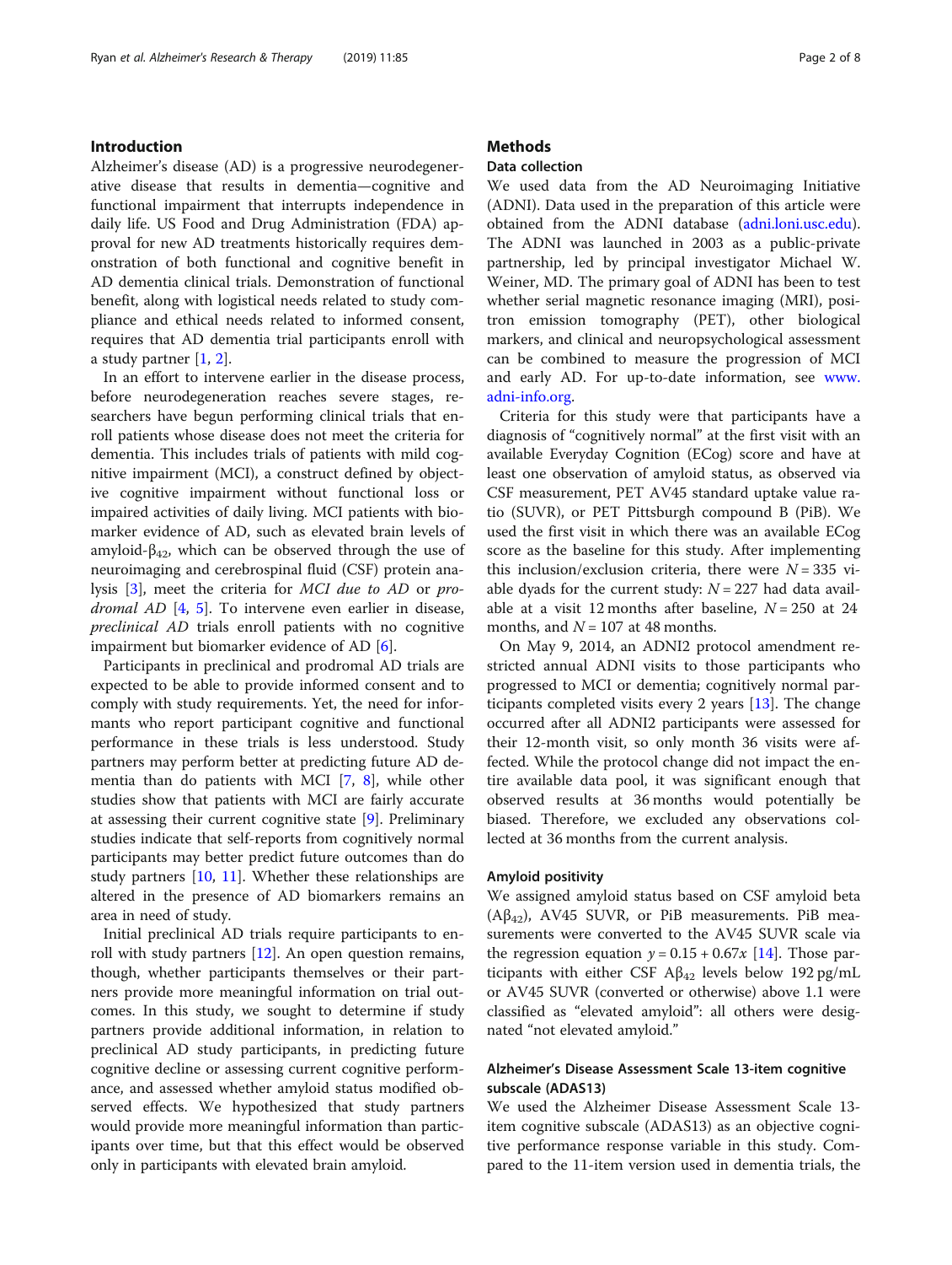## Introduction

Alzheimer's disease (AD) is a progressive neurodegenerative disease that results in dementia—cognitive and functional impairment that interrupts independence in daily life. US Food and Drug Administration (FDA) approval for new AD treatments historically requires demonstration of both functional and cognitive benefit in AD dementia clinical trials. Demonstration of functional benefit, along with logistical needs related to study compliance and ethical needs related to informed consent, requires that AD dementia trial participants enroll with a study partner [1, 2].

In an effort to intervene earlier in the disease process, before neurodegeneration reaches severe stages, researchers have begun performing clinical trials that enroll patients whose disease does not meet the criteria for dementia. This includes trials of patients with mild cognitive impairment (MCI), a construct defined by objective cognitive impairment without functional loss or impaired activities of daily living. MCI patients with biomarker evidence of AD, such as elevated brain levels of amyloid-$\beta_{42}$, which can be observed through the use of neuroimaging and cerebrospinal fluid (CSF) protein analysis [3], meet the criteria for *MCI due to AD* or *prodromal AD* [4, 5]. To intervene even earlier in disease, *preclinical AD* trials enroll patients with no cognitive impairment but biomarker evidence of AD [6].

Participants in preclinical and prodromal AD trials are expected to be able to provide informed consent and to comply with study requirements. Yet, the need for informants who report participant cognitive and functional performance in these trials is less understood. Study partners may perform better at predicting future AD dementia than do patients with MCI [7, 8], while other studies show that patients with MCI are fairly accurate at assessing their current cognitive state [9]. Preliminary studies indicate that self-reports from cognitively normal participants may better predict future outcomes than do study partners [10, 11]. Whether these relationships are altered in the presence of AD biomarkers remains an area in need of study.

Initial preclinical AD trials require participants to enroll with study partners [12]. An open question remains, though, whether participants themselves or their partners provide more meaningful information on trial outcomes. In this study, we sought to determine if study partners provide additional information, in relation to preclinical AD study participants, in predicting future cognitive decline or assessing current cognitive performance, and assessed whether amyloid status modified observed effects. We hypothesized that study partners would provide more meaningful information than participants over time, but that this effect would be observed only in participants with elevated brain amyloid.

## Methods

### Data collection

We used data from the AD Neuroimaging Initiative (ADNI). Data used in the preparation of this article were obtained from the ADNI database (adni.loni.usc.edu). The ADNI was launched in 2003 as a public-private partnership, led by principal investigator Michael W. Weiner, MD. The primary goal of ADNI has been to test whether serial magnetic resonance imaging (MRI), positron emission tomography (PET), other biological markers, and clinical and neuropsychological assessment can be combined to measure the progression of MCI and early AD. For up-to-date information, see www.adni-info.org.

Criteria for this study were that participants have a diagnosis of "cognitively normal" at the first visit with an available Everyday Cognition (ECog) score and have at least one observation of amyloid status, as observed via CSF measurement, PET AV45 standard uptake value ratio (SUVR), or PET Pittsburgh compound B (PiB). We used the first visit in which there was an available ECog score as the baseline for this study. After implementing this inclusion/exclusion criteria, there were $N = 335$ viable dyads for the current study: $N = 227$ had data available at a visit 12 months after baseline, $N = 250$ at 24 months, and $N = 107$ at 48 months.

On May 9, 2014, an ADNI2 protocol amendment restricted annual ADNI visits to those participants who progressed to MCI or dementia; cognitively normal participants completed visits every 2 years [13]. The change occurred after all ADNI2 participants were assessed for their 12-month visit, so only month 36 visits were affected. While the protocol change did not impact the entire available data pool, it was significant enough that observed results at 36 months would potentially be biased. Therefore, we excluded any observations collected at 36 months from the current analysis.

### Amyloid positivity

We assigned amyloid status based on CSF amyloid beta ($A\beta_{42}$), AV45 SUVR, or PiB measurements. PiB measurements were converted to the AV45 SUVR scale via the regression equation $y = 0.15 + 0.67x$ [14]. Those participants with either CSF $A\beta_{42}$ levels below 192 pg/mL or AV45 SUVR (converted or otherwise) above 1.1 were classified as "elevated amyloid": all others were designated "not elevated amyloid."

### Alzheimer's Disease Assessment Scale 13-item cognitive subscale (ADAS13)

We used the Alzheimer Disease Assessment Scale 13-item cognitive subscale (ADAS13) as an objective cognitive performance response variable in this study. Compared to the 11-item version used in dementia trials, the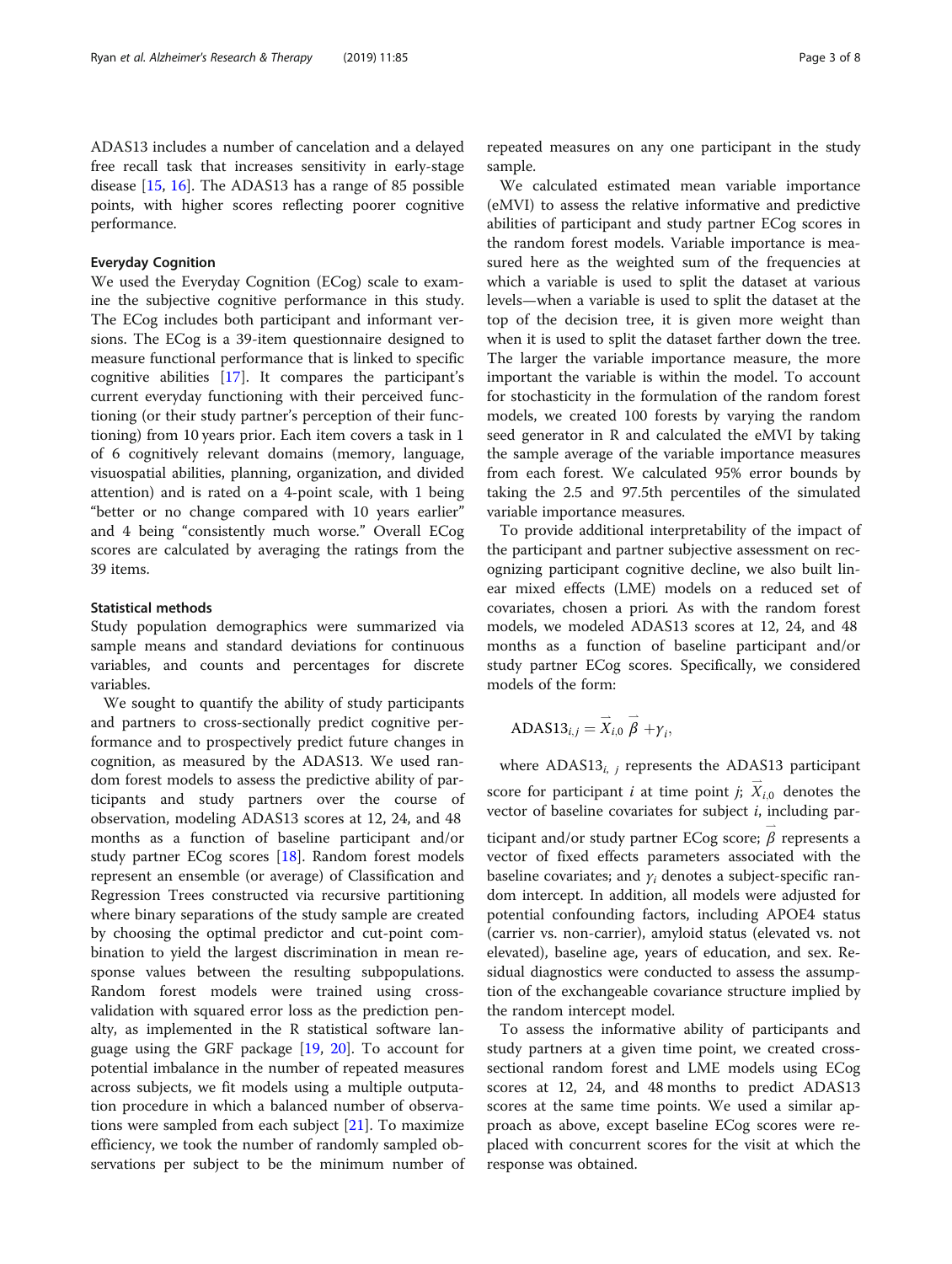ADAS13 includes a number of cancelation and a delayed free recall task that increases sensitivity in early-stage disease [15, 16]. The ADAS13 has a range of 85 possible points, with higher scores reflecting poorer cognitive performance.

### Everyday Cognition

We used the Everyday Cognition (ECog) scale to examine the subjective cognitive performance in this study. The ECog includes both participant and informant versions. The ECog is a 39-item questionnaire designed to measure functional performance that is linked to specific cognitive abilities [17]. It compares the participant's current everyday functioning with their perceived functioning (or their study partner's perception of their functioning) from 10 years prior. Each item covers a task in 1 of 6 cognitively relevant domains (memory, language, visuospatial abilities, planning, organization, and divided attention) and is rated on a 4-point scale, with 1 being "better or no change compared with 10 years earlier" and 4 being "consistently much worse." Overall ECog scores are calculated by averaging the ratings from the 39 items.

### Statistical methods

Study population demographics were summarized via sample means and standard deviations for continuous variables, and counts and percentages for discrete variables.

We sought to quantify the ability of study participants and partners to cross-sectionally predict cognitive performance and to prospectively predict future changes in cognition, as measured by the ADAS13. We used random forest models to assess the predictive ability of participants and study partners over the course of observation, modeling ADAS13 scores at 12, 24, and 48 months as a function of baseline participant and/or study partner ECog scores [18]. Random forest models represent an ensemble (or average) of Classification and Regression Trees constructed via recursive partitioning where binary separations of the study sample are created by choosing the optimal predictor and cut-point combination to yield the largest discrimination in mean response values between the resulting subpopulations. Random forest models were trained using cross-validation with squared error loss as the prediction penalty, as implemented in the R statistical software language using the GRF package [19, 20]. To account for potential imbalance in the number of repeated measures across subjects, we fit models using a multiple outputation procedure in which a balanced number of observations were sampled from each subject [21]. To maximize efficiency, we took the number of randomly sampled observations per subject to be the minimum number of repeated measures on any one participant in the study sample.

We calculated estimated mean variable importance (eMVI) to assess the relative informative and predictive abilities of participant and study partner ECog scores in the random forest models. Variable importance is measured here as the weighted sum of the frequencies at which a variable is used to split the dataset at various levels—when a variable is used to split the dataset at the top of the decision tree, it is given more weight than when it is used to split the dataset farther down the tree. The larger the variable importance measure, the more important the variable is within the model. To account for stochasticity in the formulation of the random forest models, we created 100 forests by varying the random seed generator in R and calculated the eMVI by taking the sample average of the variable importance measures from each forest. We calculated 95% error bounds by taking the 2.5 and 97.5th percentiles of the simulated variable importance measures.

To provide additional interpretability of the impact of the participant and partner subjective assessment on recognizing participant cognitive decline, we also built linear mixed effects (LME) models on a reduced set of covariates, chosen *a priori*. As with the random forest models, we modeled ADAS13 scores at 12, 24, and 48 months as a function of baseline participant and/or study partner ECog scores. Specifically, we considered models of the form:

$$\text{ADAS13}_{i,j} = \vec{X}_{i,0}\,\vec{\beta} + \gamma_i,$$

where $\text{ADAS13}_{i,j}$ represents the ADAS13 participant score for participant $i$ at time point $j$; $\vec{X}_{i,0}$ denotes the vector of baseline covariates for subject $i$, including participant and/or study partner ECog score; $\vec{\beta}$ represents a vector of fixed effects parameters associated with the baseline covariates; and $\gamma_i$ denotes a subject-specific random intercept. In addition, all models were adjusted for potential confounding factors, including APOE4 status (carrier vs. non-carrier), amyloid status (elevated vs. not elevated), baseline age, years of education, and sex. Residual diagnostics were conducted to assess the assumption of the exchangeable covariance structure implied by the random intercept model.

To assess the informative ability of participants and study partners at a given time point, we created cross-sectional random forest and LME models using ECog scores at 12, 24, and 48 months to predict ADAS13 scores at the same time points. We used a similar approach as above, except baseline ECog scores were replaced with concurrent scores for the visit at which the response was obtained.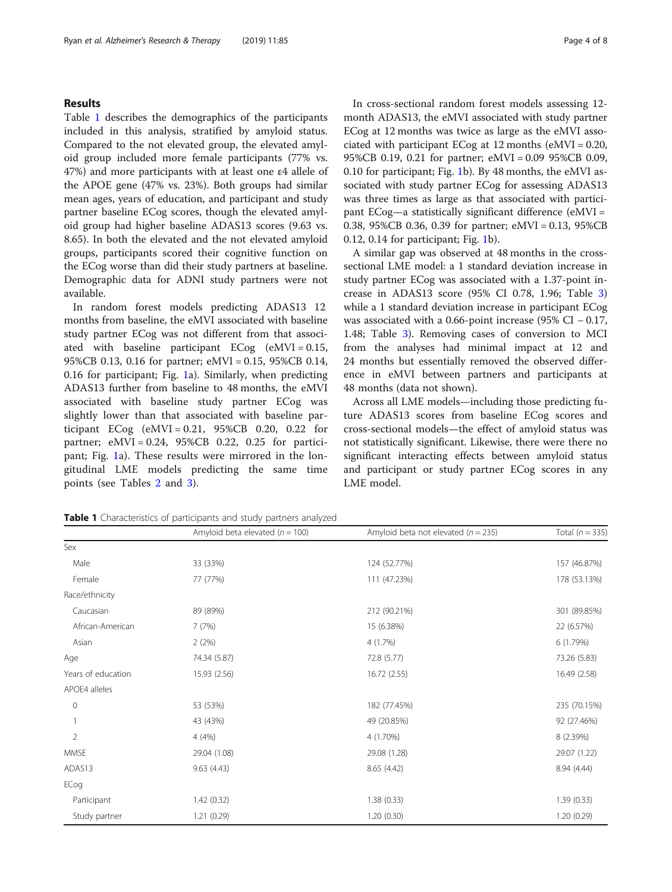## Results

Table 1 describes the demographics of the participants included in this analysis, stratified by amyloid status. Compared to the not elevated group, the elevated amyloid group included more female participants (77% vs. 47%) and more participants with at least one ε4 allele of the APOE gene (47% vs. 23%). Both groups had similar mean ages, years of education, and participant and study partner baseline ECog scores, though the elevated amyloid group had higher baseline ADAS13 scores (9.63 vs. 8.65). In both the elevated and the not elevated amyloid groups, participants scored their cognitive function on the ECog worse than did their study partners at baseline. Demographic data for ADNI study partners were not available.

In random forest models predicting ADAS13 12 months from baseline, the eMVI associated with baseline study partner ECog was not different from that associated with baseline participant ECog (eMVI = 0.15, 95%CB 0.13, 0.16 for partner; eMVI = 0.15, 95%CB 0.14, 0.16 for participant; Fig. 1a). Similarly, when predicting ADAS13 further from baseline to 48 months, the eMVI associated with baseline study partner ECog was slightly lower than that associated with baseline participant ECog (eMVI = 0.21, 95%CB 0.20, 0.22 for partner; eMVI = 0.24, 95%CB 0.22, 0.25 for participant; Fig. 1a). These results were mirrored in the longitudinal LME models predicting the same time points (see Tables 2 and 3).

In cross-sectional random forest models assessing 12-month ADAS13, the eMVI associated with study partner ECog at 12 months was twice as large as the eMVI associated with participant ECog at 12 months (eMVI = 0.20, 95%CB 0.19, 0.21 for partner; eMVI = 0.09 95%CB 0.09, 0.10 for participant; Fig. 1b). By 48 months, the eMVI associated with study partner ECog for assessing ADAS13 was three times as large as that associated with participant ECog—a statistically significant difference (eMVI = 0.38, 95%CB 0.36, 0.39 for partner; eMVI = 0.13, 95%CB 0.12, 0.14 for participant; Fig. 1b).

A similar gap was observed at 48 months in the cross-sectional LME model: a 1 standard deviation increase in study partner ECog was associated with a 1.37-point increase in ADAS13 score (95% CI 0.78, 1.96; Table 3) while a 1 standard deviation increase in participant ECog was associated with a 0.66-point increase (95% CI − 0.17, 1.48; Table 3). Removing cases of conversion to MCI from the analyses had minimal impact at 12 and 24 months but essentially removed the observed difference in eMVI between partners and participants at 48 months (data not shown).

Across all LME models—including those predicting future ADAS13 scores from baseline ECog scores and cross-sectional models—the effect of amyloid status was not statistically significant. Likewise, there were there no significant interacting effects between amyloid status and participant or study partner ECog scores in any LME model.

**Table 1** Characteristics of participants and study partners analyzed

| | Amyloid beta elevated (*n* = 100) | Amyloid beta not elevated (*n* = 235) | Total (*n* = 335) |
|---|---|---|---|
| Sex | | | |
| Male | 33 (33%) | 124 (52.77%) | 157 (46.87%) |
| Female | 77 (77%) | 111 (47.23%) | 178 (53.13%) |
| Race/ethnicity | | | |
| Caucasian | 89 (89%) | 212 (90.21%) | 301 (89.85%) |
| African-American | 7 (7%) | 15 (6.38%) | 22 (6.57%) |
| Asian | 2 (2%) | 4 (1.7%) | 6 (1.79%) |
| Age | 74.34 (5.87) | 72.8 (5.77) | 73.26 (5.83) |
| Years of education | 15.93 (2.56) | 16.72 (2.55) | 16.49 (2.58) |
| APOE4 alleles | | | |
| 0 | 53 (53%) | 182 (77.45%) | 235 (70.15%) |
| 1 | 43 (43%) | 49 (20.85%) | 92 (27.46%) |
| 2 | 4 (4%) | 4 (1.70%) | 8 (2.39%) |
| MMSE | 29.04 (1.08) | 29.08 (1.28) | 29.07 (1.22) |
| ADAS13 | 9.63 (4.43) | 8.65 (4.42) | 8.94 (4.44) |
| ECog | | | |
| Participant | 1.42 (0.32) | 1.38 (0.33) | 1.39 (0.33) |
| Study partner | 1.21 (0.29) | 1.20 (0.30) | 1.20 (0.29) |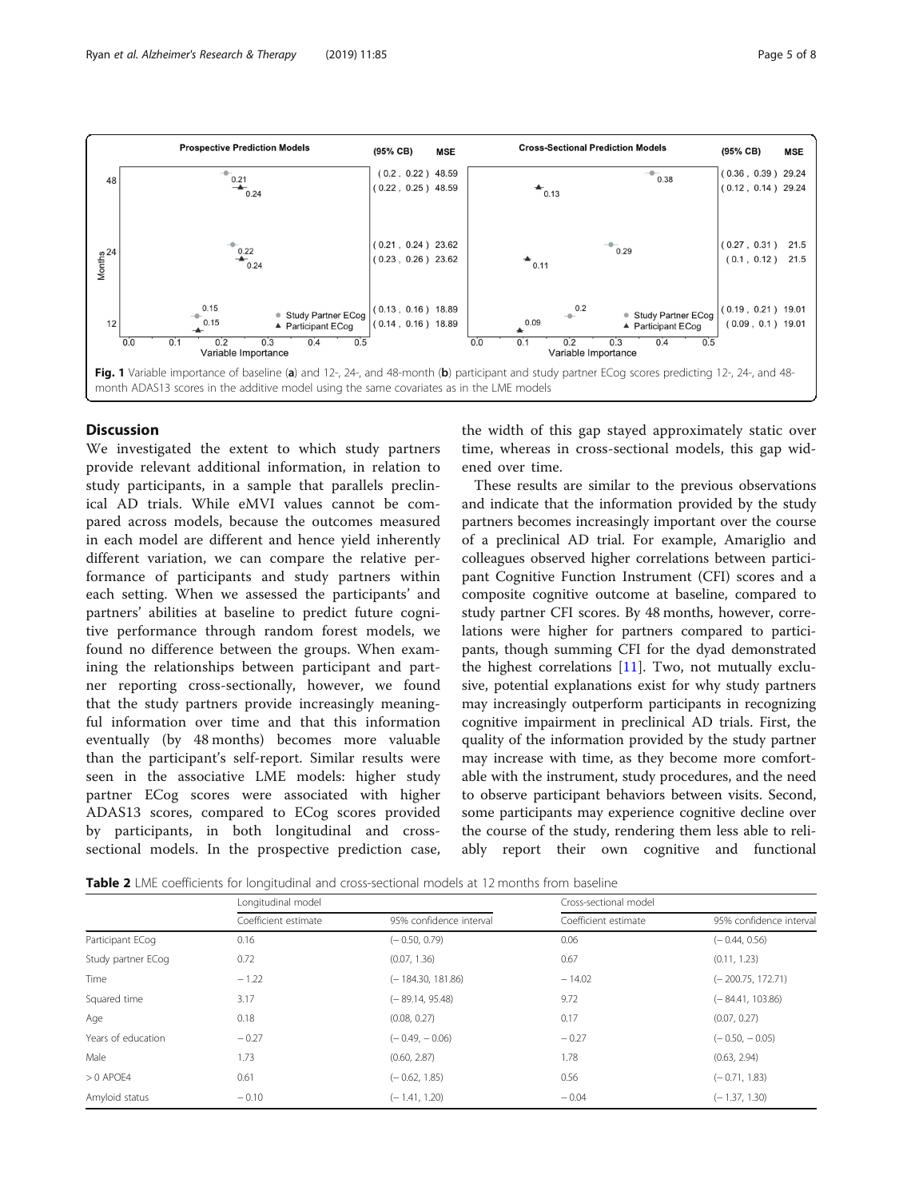Prospective Prediction Models

(95% CB) MSE

48

0.21

0.24

( 0.2 , 0.22 ) 48.59

( 0.22 , 0.25 ) 48.59

Months 24

0.22

0.24

( 0.21 , 0.24 ) 23.62

( 0.23 , 0.26 ) 23.62

12

0.15

0.15

( 0.13 , 0.16 ) 18.89

( 0.14 , 0.16 ) 18.89

● Study Partner ECog

▲ Participant ECog

0.0 0.1 0.2 0.3 0.4 0.5

Variable Importance

Cross-Sectional Prediction Models

(95% CB) MSE

0.38

0.13

( 0.36 , 0.39 ) 29.24

( 0.12 , 0.14 ) 29.24

0.29

0.11

( 0.27 , 0.31 ) 21.5

( 0.1 , 0.12 ) 21.5

0.2

0.09

( 0.19 , 0.21 ) 19.01

( 0.09 , 0.1 ) 19.01

● Study Partner ECog

▲ Participant ECog

0.0 0.1 0.2 0.3 0.4 0.5

Variable Importance

**Fig. 1** Variable importance of baseline (**a**) and 12-, 24-, and 48-month (**b**) participant and study partner ECog scores predicting 12-, 24-, and 48-month ADAS13 scores in the additive model using the same covariates as in the LME models

## Discussion

We investigated the extent to which study partners provide relevant additional information, in relation to study participants, in a sample that parallels preclinical AD trials. While eMVI values cannot be compared across models, because the outcomes measured in each model are different and hence yield inherently different variation, we can compare the relative performance of participants and study partners within each setting. When we assessed the participants' and partners' abilities at baseline to predict future cognitive performance through random forest models, we found no difference between the groups. When examining the relationships between participant and partner reporting cross-sectionally, however, we found that the study partners provide increasingly meaningful information over time and that this information eventually (by 48 months) becomes more valuable than the participant's self-report. Similar results were seen in the associative LME models: higher study partner ECog scores were associated with higher ADAS13 scores, compared to ECog scores provided by participants, in both longitudinal and cross-sectional models. In the prospective prediction case, the width of this gap stayed approximately static over time, whereas in cross-sectional models, this gap widened over time.

These results are similar to the previous observations and indicate that the information provided by the study partners becomes increasingly important over the course of a preclinical AD trial. For example, Amariglio and colleagues observed higher correlations between participant Cognitive Function Instrument (CFI) scores and a composite cognitive outcome at baseline, compared to study partner CFI scores. By 48 months, however, correlations were higher for partners compared to participants, though summing CFI for the dyad demonstrated the highest correlations [11]. Two, not mutually exclusive, potential explanations exist for why study partners may increasingly outperform participants in recognizing cognitive impairment in preclinical AD trials. First, the quality of the information provided by the study partner may increase with time, as they become more comfortable with the instrument, study procedures, and the need to observe participant behaviors between visits. Second, some participants may experience cognitive decline over the course of the study, rendering them less able to reliably report their own cognitive and functional

**Table 2** LME coefficients for longitudinal and cross-sectional models at 12 months from baseline

| | Longitudinal model | | Cross-sectional model | |
|---|---|---|---|---|
| | Coefficient estimate | 95% confidence interval | Coefficient estimate | 95% confidence interval |
| Participant ECog | 0.16 | (− 0.50, 0.79) | 0.06 | (− 0.44, 0.56) |
| Study partner ECog | 0.72 | (0.07, 1.36) | 0.67 | (0.11, 1.23) |
| Time | − 1.22 | (− 184.30, 181.86) | − 14.02 | (− 200.75, 172.71) |
| Squared time | 3.17 | (− 89.14, 95.48) | 9.72 | (− 84.41, 103.86) |
| Age | 0.18 | (0.08, 0.27) | 0.17 | (0.07, 0.27) |
| Years of education | − 0.27 | (− 0.49, − 0.06) | − 0.27 | (− 0.50, − 0.05) |
| Male | 1.73 | (0.60, 2.87) | 1.78 | (0.63, 2.94) |
| > 0 APOE4 | 0.61 | (− 0.62, 1.85) | 0.56 | (− 0.71, 1.83) |
| Amyloid status | − 0.10 | (− 1.41, 1.20) | − 0.04 | (− 1.37, 1.30) |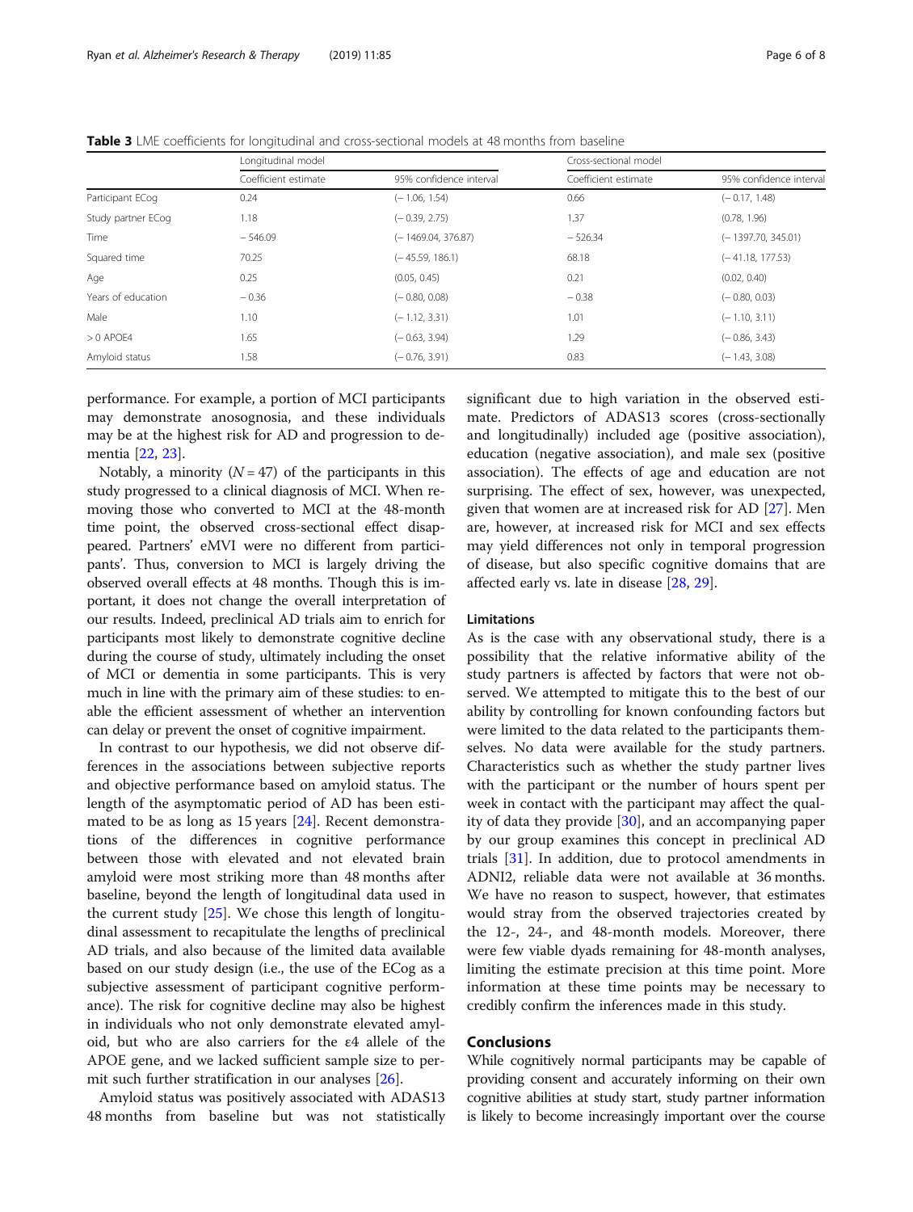**Table 3** LME coefficients for longitudinal and cross-sectional models at 48 months from baseline

| | Longitudinal model | | Cross-sectional model | |
|---|---|---|---|---|
| | Coefficient estimate | 95% confidence interval | Coefficient estimate | 95% confidence interval |
| Participant ECog | 0.24 | (− 1.06, 1.54) | 0.66 | (− 0.17, 1.48) |
| Study partner ECog | 1.18 | (− 0.39, 2.75) | 1.37 | (0.78, 1.96) |
| Time | − 546.09 | (− 1469.04, 376.87) | − 526.34 | (− 1397.70, 345.01) |
| Squared time | 70.25 | (− 45.59, 186.1) | 68.18 | (− 41.18, 177.53) |
| Age | 0.25 | (0.05, 0.45) | 0.21 | (0.02, 0.40) |
| Years of education | − 0.36 | (− 0.80, 0.08) | − 0.38 | (− 0.80, 0.03) |
| Male | 1.10 | (− 1.12, 3.31) | 1.01 | (− 1.10, 3.11) |
| > 0 APOE4 | 1.65 | (− 0.63, 3.94) | 1.29 | (− 0.86, 3.43) |
| Amyloid status | 1.58 | (− 0.76, 3.91) | 0.83 | (− 1.43, 3.08) |

performance. For example, a portion of MCI participants may demonstrate anosognosia, and these individuals may be at the highest risk for AD and progression to dementia [22, 23].

Notably, a minority ($N = 47$) of the participants in this study progressed to a clinical diagnosis of MCI. When removing those who converted to MCI at the 48-month time point, the observed cross-sectional effect disappeared. Partners' eMVI were no different from participants'. Thus, conversion to MCI is largely driving the observed overall effects at 48 months. Though this is important, it does not change the overall interpretation of our results. Indeed, preclinical AD trials aim to enrich for participants most likely to demonstrate cognitive decline during the course of study, ultimately including the onset of MCI or dementia in some participants. This is very much in line with the primary aim of these studies: to enable the efficient assessment of whether an intervention can delay or prevent the onset of cognitive impairment.

In contrast to our hypothesis, we did not observe differences in the associations between subjective reports and objective performance based on amyloid status. The length of the asymptomatic period of AD has been estimated to be as long as 15 years [24]. Recent demonstrations of the differences in cognitive performance between those with elevated and not elevated brain amyloid were most striking more than 48 months after baseline, beyond the length of longitudinal data used in the current study [25]. We chose this length of longitudinal assessment to recapitulate the lengths of preclinical AD trials, and also because of the limited data available based on our study design (i.e., the use of the ECog as a subjective assessment of participant cognitive performance). The risk for cognitive decline may also be highest in individuals who not only demonstrate elevated amyloid, but who are also carriers for the ε4 allele of the APOE gene, and we lacked sufficient sample size to permit such further stratification in our analyses [26].

Amyloid status was positively associated with ADAS13 48 months from baseline but was not statistically significant due to high variation in the observed estimate. Predictors of ADAS13 scores (cross-sectionally and longitudinally) included age (positive association), education (negative association), and male sex (positive association). The effects of age and education are not surprising. The effect of sex, however, was unexpected, given that women are at increased risk for AD [27]. Men are, however, at increased risk for MCI and sex effects may yield differences not only in temporal progression of disease, but also specific cognitive domains that are affected early vs. late in disease [28, 29].

### Limitations

As is the case with any observational study, there is a possibility that the relative informative ability of the study partners is affected by factors that were not observed. We attempted to mitigate this to the best of our ability by controlling for known confounding factors but were limited to the data related to the participants themselves. No data were available for the study partners. Characteristics such as whether the study partner lives with the participant or the number of hours spent per week in contact with the participant may affect the quality of data they provide [30], and an accompanying paper by our group examines this concept in preclinical AD trials [31]. In addition, due to protocol amendments in ADNI2, reliable data were not available at 36 months. We have no reason to suspect, however, that estimates would stray from the observed trajectories created by the 12-, 24-, and 48-month models. Moreover, there were few viable dyads remaining for 48-month analyses, limiting the estimate precision at this time point. More information at these time points may be necessary to credibly confirm the inferences made in this study.

## Conclusions

While cognitively normal participants may be capable of providing consent and accurately informing on their own cognitive abilities at study start, study partner information is likely to become increasingly important over the course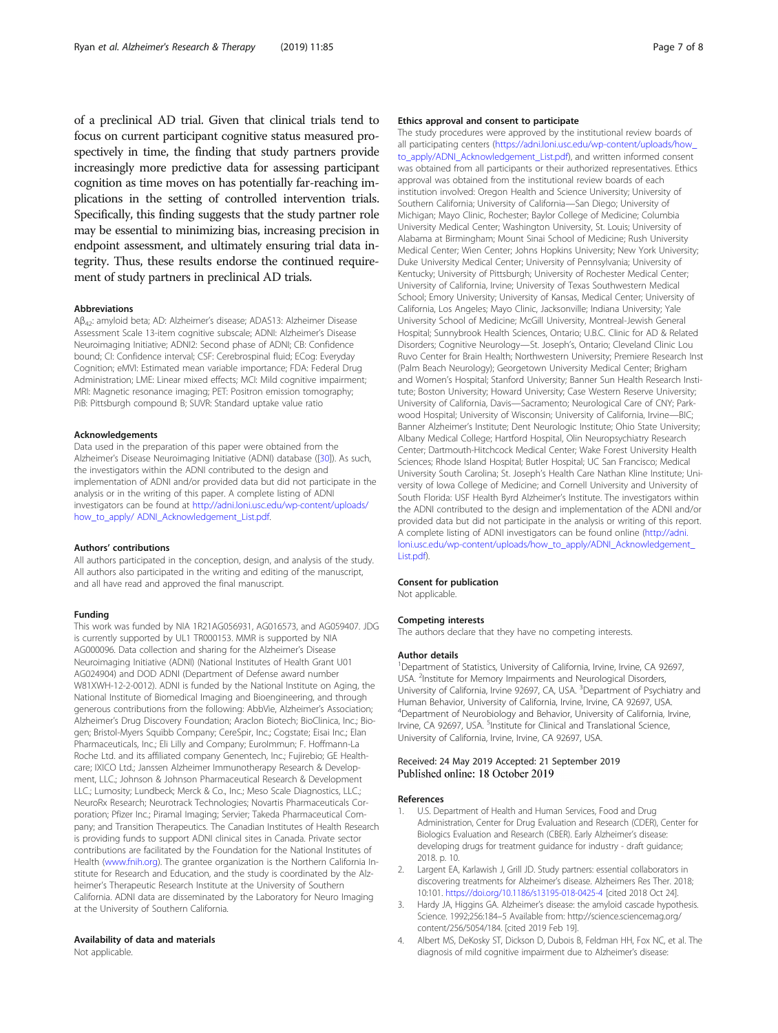of a preclinical AD trial. Given that clinical trials tend to focus on current participant cognitive status measured prospectively in time, the finding that study partners provide increasingly more predictive data for assessing participant cognition as time moves on has potentially far-reaching implications in the setting of controlled intervention trials. Specifically, this finding suggests that the study partner role may be essential to minimizing bias, increasing precision in endpoint assessment, and ultimately ensuring trial data integrity. Thus, these results endorse the continued requirement of study partners in preclinical AD trials.

#### Abbreviations

$A\beta_{42}$: amyloid beta; AD: Alzheimer's disease; ADAS13: Alzheimer Disease Assessment Scale 13-item cognitive subscale; ADNI: Alzheimer's Disease Neuroimaging Initiative; ADNI2: Second phase of ADNI; CB: Confidence bound; CI: Confidence interval; CSF: Cerebrospinal fluid; ECog: Everyday Cognition; eMVI: Estimated mean variable importance; FDA: Federal Drug Administration; LME: Linear mixed effects; MCI: Mild cognitive impairment; MRI: Magnetic resonance imaging; PET: Positron emission tomography; PiB: Pittsburgh compound B; SUVR: Standard uptake value ratio

#### Acknowledgements

Data used in the preparation of this paper were obtained from the Alzheimer's Disease Neuroimaging Initiative (ADNI) database ([30]). As such, the investigators within the ADNI contributed to the design and implementation of ADNI and/or provided data but did not participate in the analysis or in the writing of this paper. A complete listing of ADNI investigators can be found at http://adni.loni.usc.edu/wp-content/uploads/how_to_apply/ ADNI_Acknowledgement_List.pdf.

#### Authors' contributions

All authors participated in the conception, design, and analysis of the study. All authors also participated in the writing and editing of the manuscript, and all have read and approved the final manuscript.

#### Funding

This work was funded by NIA 1R21AG056931, AG016573, and AG059407. JDG is currently supported by UL1 TR000153. MMR is supported by NIA AG000096. Data collection and sharing for the Alzheimer's Disease Neuroimaging Initiative (ADNI) (National Institutes of Health Grant U01 AG024904) and DOD ADNI (Department of Defense award number W81XWH-12-2-0012). ADNI is funded by the National Institute on Aging, the National Institute of Biomedical Imaging and Bioengineering, and through generous contributions from the following: AbbVie, Alzheimer's Association; Alzheimer's Drug Discovery Foundation; Araclon Biotech; BioClinica, Inc.; Biogen; Bristol-Myers Squibb Company; CereSpir, Inc.; Cogstate; Eisai Inc.; Elan Pharmaceuticals, Inc.; Eli Lilly and Company; EuroImmun; F. Hoffmann-La Roche Ltd. and its affiliated company Genentech, Inc.; Fujirebio; GE Healthcare; IXICO Ltd.; Janssen Alzheimer Immunotherapy Research & Development, LLC.; Johnson & Johnson Pharmaceutical Research & Development LLC.; Lumosity; Lundbeck; Merck & Co., Inc.; Meso Scale Diagnostics, LLC.; NeuroRx Research; Neurotrack Technologies; Novartis Pharmaceuticals Corporation; Pfizer Inc.; Piramal Imaging; Servier; Takeda Pharmaceutical Company; and Transition Therapeutics. The Canadian Institutes of Health Research is providing funds to support ADNI clinical sites in Canada. Private sector contributions are facilitated by the Foundation for the National Institutes of Health (www.fnih.org). The grantee organization is the Northern California Institute for Research and Education, and the study is coordinated by the Alzheimer's Therapeutic Research Institute at the University of Southern California. ADNI data are disseminated by the Laboratory for Neuro Imaging at the University of Southern California.

#### Availability of data and materials

Not applicable.

#### Ethics approval and consent to participate

The study procedures were approved by the institutional review boards of all participating centers (https://adni.loni.usc.edu/wp-content/uploads/how_to_apply/ADNI_Acknowledgement_List.pdf), and written informed consent was obtained from all participants or their authorized representatives. Ethics approval was obtained from the institutional review boards of each institution involved: Oregon Health and Science University; University of Southern California; University of California—San Diego; University of Michigan; Mayo Clinic, Rochester; Baylor College of Medicine; Columbia University Medical Center; Washington University, St. Louis; University of Alabama at Birmingham; Mount Sinai School of Medicine; Rush University Medical Center; Wien Center; Johns Hopkins University; New York University; Duke University Medical Center; University of Pennsylvania; University of Kentucky; University of Pittsburgh; University of Rochester Medical Center; University of California, Irvine; University of Texas Southwestern Medical School; Emory University; University of Kansas, Medical Center; University of California, Los Angeles; Mayo Clinic, Jacksonville; Indiana University; Yale University School of Medicine; McGill University, Montreal-Jewish General Hospital; Sunnybrook Health Sciences, Ontario; U.B.C. Clinic for AD & Related Disorders; Cognitive Neurology—St. Joseph's, Ontario; Cleveland Clinic Lou Ruvo Center for Brain Health; Northwestern University; Premiere Research Inst (Palm Beach Neurology); Georgetown University Medical Center; Brigham and Women's Hospital; Stanford University; Banner Sun Health Research Institute; Boston University; Howard University; Case Western Reserve University; University of California, Davis—Sacramento; Neurological Care of CNY; Parkwood Hospital; University of Wisconsin; University of California, Irvine—BIC; Banner Alzheimer's Institute; Dent Neurologic Institute; Ohio State University; Albany Medical College; Hartford Hospital, Olin Neuropsychiatry Research Center; Dartmouth-Hitchcock Medical Center; Wake Forest University Health Sciences; Rhode Island Hospital; Butler Hospital; UC San Francisco; Medical University South Carolina; St. Joseph's Health Care Nathan Kline Institute; University of Iowa College of Medicine; and Cornell University and University of South Florida: USF Health Byrd Alzheimer's Institute. The investigators within the ADNI contributed to the design and implementation of the ADNI and/or provided data but did not participate in the analysis or writing of this report. A complete listing of ADNI investigators can be found online (http://adni.loni.usc.edu/wp-content/uploads/how_to_apply/ADNI_Acknowledgement_List.pdf).

#### Consent for publication

Not applicable.

#### Competing interests

The authors declare that they have no competing interests.

#### Author details

[1]Department of Statistics, University of California, Irvine, Irvine, CA 92697, USA. [2]Institute for Memory Impairments and Neurological Disorders, University of California, Irvine 92697, CA, USA. [3]Department of Psychiatry and Human Behavior, University of California, Irvine, Irvine, CA 92697, USA. [4]Department of Neurobiology and Behavior, University of California, Irvine, Irvine, CA 92697, USA. [5]Institute for Clinical and Translational Science, University of California, Irvine, Irvine, CA 92697, USA.

Received: 24 May 2019 Accepted: 21 September 2019
Published online: 18 October 2019

#### References

1. U.S. Department of Health and Human Services, Food and Drug Administration, Center for Drug Evaluation and Research (CDER), Center for Biologics Evaluation and Research (CBER). Early Alzheimer's disease: developing drugs for treatment guidance for industry - draft guidance; 2018. p. 10.
2. Largent EA, Karlawish J, Grill JD. Study partners: essential collaborators in discovering treatments for Alzheimer's disease. Alzheimers Res Ther. 2018; 10:101. https://doi.org/10.1186/s13195-018-0425-4 [cited 2018 Oct 24].
3. Hardy JA, Higgins GA. Alzheimer's disease: the amyloid cascade hypothesis. Science. 1992;256:184–5 Available from: http://science.sciencemag.org/content/256/5054/184. [cited 2019 Feb 19].
4. Albert MS, DeKosky ST, Dickson D, Dubois B, Feldman HH, Fox NC, et al. The diagnosis of mild cognitive impairment due to Alzheimer's disease: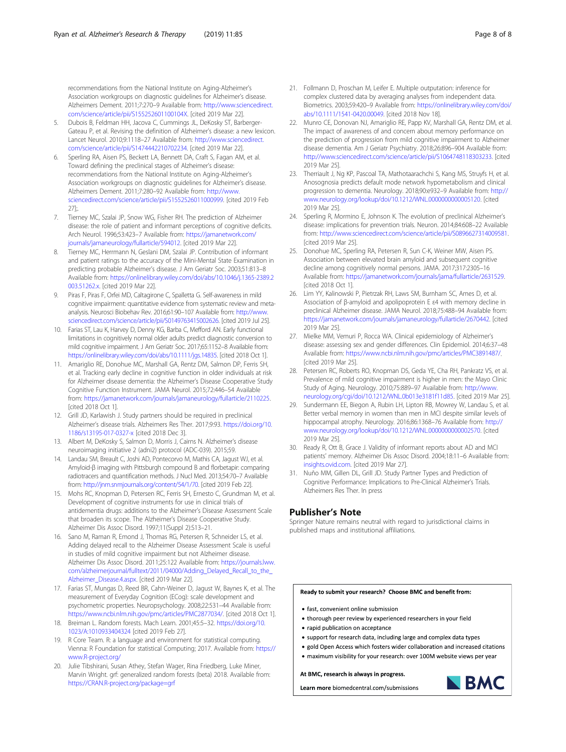recommendations from the National Institute on Aging-Alzheimer's Association workgroups on diagnostic guidelines for Alzheimer's disease. Alzheimers Dement. 2011;7:270–9 Available from: http://www.sciencedirect.com/science/article/pii/S155252601100104X. [cited 2019 Mar 22].

5. Dubois B, Feldman HH, Jacova C, Cummings JL, DeKosky ST, Barberger-Gateau P, et al. Revising the definition of Alzheimer's disease: a new lexicon. Lancet Neurol. 2010;9:1118–27 Available from: http://www.sciencedirect.com/science/article/pii/S1474442210702234. [cited 2019 Mar 22].
6. Sperling RA, Aisen PS, Beckett LA, Bennett DA, Craft S, Fagan AM, et al. Toward defining the preclinical stages of Alzheimer's disease: recommendations from the National Institute on Aging-Alzheimer's Association workgroups on diagnostic guidelines for Alzheimer's disease. Alzheimers Dement. 2011;7:280–92 Available from: http://www.sciencedirect.com/science/article/pii/S1552526011000999. [cited 2019 Feb 27];.
7. Tierney MC, Szalai JP, Snow WG, Fisher RH. The prediction of Alzheimer disease: the role of patient and informant perceptions of cognitive deficits. Arch Neurol. 1996;53:423–7 Available from: https://jamanetwork.com/journals/jamaneurology/fullarticle/594012. [cited 2019 Mar 22].
8. Tierney MC, Herrmann N, Geslani DM, Szalai JP. Contribution of informant and patient ratings to the accuracy of the Mini-Mental State Examination in predicting probable Alzheimer's disease. J Am Geriatr Soc. 2003;51:813–8 Available from: https://onlinelibrary.wiley.com/doi/abs/10.1046/j.1365-2389.2003.51262.x. [cited 2019 Mar 22].
9. Piras F, Piras F, Orfei MD, Caltagirone C, Spalletta G. Self-awareness in mild cognitive impairment: quantitative evidence from systematic review and meta-analysis. Neurosci Biobehav Rev. 2016;61:90–107 Available from: http://www.sciencedirect.com/science/article/pii/S0149763415002626. [cited 2019 Jul 25].
10. Farias ST, Lau K, Harvey D, Denny KG, Barba C, Mefford AN. Early functional limitations in cognitively normal older adults predict diagnostic conversion to mild cognitive impairment. J Am Geriatr Soc. 2017;65:1152–8 Available from: https://onlinelibrary.wiley.com/doi/abs/10.1111/jgs.14835. [cited 2018 Oct 1].
11. Amariglio RE, Donohue MC, Marshall GA, Rentz DM, Salmon DP, Ferris SH, et al. Tracking early decline in cognitive function in older individuals at risk for Alzheimer disease dementia: the Alzheimer's Disease Cooperative Study Cognitive Function Instrument. JAMA Neurol. 2015;72:446–54 Available from: https://jamanetwork.com/journals/jamaneurology/fullarticle/2110225. [cited 2018 Oct 1].
12. Grill JD, Karlawish J. Study partners should be required in preclinical Alzheimer's disease trials. Alzheimers Res Ther. 2017;9:93. https://doi.org/10.1186/s13195-017-0327-x [cited 2018 Dec 3].
13. Albert M, DeKosky S, Salmon D, Morris J, Cairns N. Alzheimer's disease neuroimaging initiative 2 (adni2) protocol (ADC-039). 2015;59.
14. Landau SM, Breault C, Joshi AD, Pontecorvo M, Mathis CA, Jagust WJ, et al. Amyloid-β imaging with Pittsburgh compound B and florbetapir: comparing radiotracers and quantification methods. J Nucl Med. 2013;54:70–7 Available from: http://jnm.snmjournals.org/content/54/1/70. [cited 2019 Feb 22].
15. Mohs RC, Knopman D, Petersen RC, Ferris SH, Ernesto C, Grundman M, et al. Development of cognitive instruments for use in clinical trials of antidementia drugs: additions to the Alzheimer's Disease Assessment Scale that broaden its scope. The Alzheimer's Disease Cooperative Study. Alzheimer Dis Assoc Disord. 1997;11(Suppl 2):S13–21.
16. Sano M, Raman R, Emond J, Thomas RG, Petersen R, Schneider LS, et al. Adding delayed recall to the Alzheimer Disease Assessment Scale is useful in studies of mild cognitive impairment but not Alzheimer disease. Alzheimer Dis Assoc Disord. 2011;25:122 Available from: https://journals.lww.com/alzheimerjournal/fulltext/2011/04000/Adding_Delayed_Recall_to_the_Alzheimer_Disease.4.aspx. [cited 2019 Mar 22].
17. Farias ST, Mungas D, Reed BR, Cahn-Weiner D, Jagust W, Baynes K, et al. The measurement of Everyday Cognition (ECog): scale development and psychometric properties. Neuropsychology. 2008;22:531–44 Available from: https://www.ncbi.nlm.nih.gov/pmc/articles/PMC2877034/. [cited 2018 Oct 1].
18. Breiman L. Random forests. Mach Learn. 2001;45:5–32. https://doi.org/10.1023/A:1010933404324 [cited 2019 Feb 27].
19. R Core Team. R: a language and environment for statistical computing. Vienna: R Foundation for statistical Computing; 2017. Available from: https://www.R-project.org/
20. Julie Tibshirani, Susan Athey, Stefan Wager, Rina Friedberg, Luke Miner, Marvin Wright. grf: generalized random forests (beta) 2018. Available from: https://CRAN.R-project.org/package=grf
21. Follmann D, Proschan M, Leifer E. Multiple outputation: inference for complex clustered data by averaging analyses from independent data. Biometrics. 2003;59:420–9 Available from: https://onlinelibrary.wiley.com/doi/abs/10.1111/1541-0420.00049. [cited 2018 Nov 18].
22. Munro CE, Donovan NJ, Amariglio RE, Papp KV, Marshall GA, Rentz DM, et al. The impact of awareness of and concern about memory performance on the prediction of progression from mild cognitive impairment to Alzheimer disease dementia. Am J Geriatr Psychiatry. 2018;26:896–904 Available from: http://www.sciencedirect.com/science/article/pii/S1064748118303233. [cited 2019 Mar 25].
23. Therriault J, Ng KP, Pascoal TA, Mathotaarachchi S, Kang MS, Struyfs H, et al. Anosognosia predicts default mode network hypometabolism and clinical progression to dementia. Neurology. 2018;90:e932–9 Available from: http://www.neurology.org/lookup/doi/10.1212/WNL.0000000000005120. [cited 2019 Mar 25].
24. Sperling R, Mormino E, Johnson K. The evolution of preclinical Alzheimer's disease: implications for prevention trials. Neuron. 2014;84:608–22 Available from: http://www.sciencedirect.com/science/article/pii/S0896627314009581. [cited 2019 Mar 25].
25. Donohue MC, Sperling RA, Petersen R, Sun C-K, Weiner MW, Aisen PS. Association between elevated brain amyloid and subsequent cognitive decline among cognitively normal persons. JAMA. 2017;317:2305–16 Available from: https://jamanetwork.com/journals/jama/fullarticle/2631529. [cited 2018 Oct 1].
26. Lim YY, Kalinowski P, Pietrzak RH, Laws SM, Burnham SC, Ames D, et al. Association of β-amyloid and apolipoprotein E ε4 with memory decline in preclinical Alzheimer disease. JAMA Neurol. 2018;75:488–94 Available from: https://jamanetwork.com/journals/jamaneurology/fullarticle/2670442. [cited 2019 Mar 25].
27. Mielke MM, Vemuri P, Rocca WA. Clinical epidemiology of Alzheimer's disease: assessing sex and gender differences. Clin Epidemiol. 2014;6:37–48 Available from: https://www.ncbi.nlm.nih.gov/pmc/articles/PMC3891487/. [cited 2019 Mar 25].
28. Petersen RC, Roberts RO, Knopman DS, Geda YE, Cha RH, Pankratz VS, et al. Prevalence of mild cognitive impairment is higher in men: the Mayo Clinic Study of Aging. Neurology. 2010;75:889–97 Available from: http://www.neurology.org/cgi/doi/10.1212/WNL.0b013e3181f11d85. [cited 2019 Mar 25].
29. Sundermann EE, Biegon A, Rubin LH, Lipton RB, Mowrey W, Landau S, et al. Better verbal memory in women than men in MCI despite similar levels of hippocampal atrophy. Neurology. 2016;86:1368–76 Available from: http://www.neurology.org/lookup/doi/10.1212/WNL.0000000000002570. [cited 2019 Mar 25].
30. Ready R, Ott B, Grace J. Validity of informant reports about AD and MCI patients' memory. Alzheimer Dis Assoc Disord. 2004;18:11–6 Available from: insights.ovid.com. [cited 2019 Mar 27].
31. Nuño MM, Gillen DL, Grill JD. Study Partner Types and Prediction of Cognitive Performance: Implications to Pre-Clinical Alzheimer's Trials. Alzheimers Res Ther. In press

## Publisher's Note

Springer Nature remains neutral with regard to jurisdictional claims in published maps and institutional affiliations.

**Ready to submit your research? Choose BMC and benefit from:**

- fast, convenient online submission
- thorough peer review by experienced researchers in your field
- rapid publication on acceptance
- support for research data, including large and complex data types
- gold Open Access which fosters wider collaboration and increased citations
- maximum visibility for your research: over 100M website views per year

**At BMC, research is always in progress.**

**Learn more** biomedcentral.com/submissions

BMC